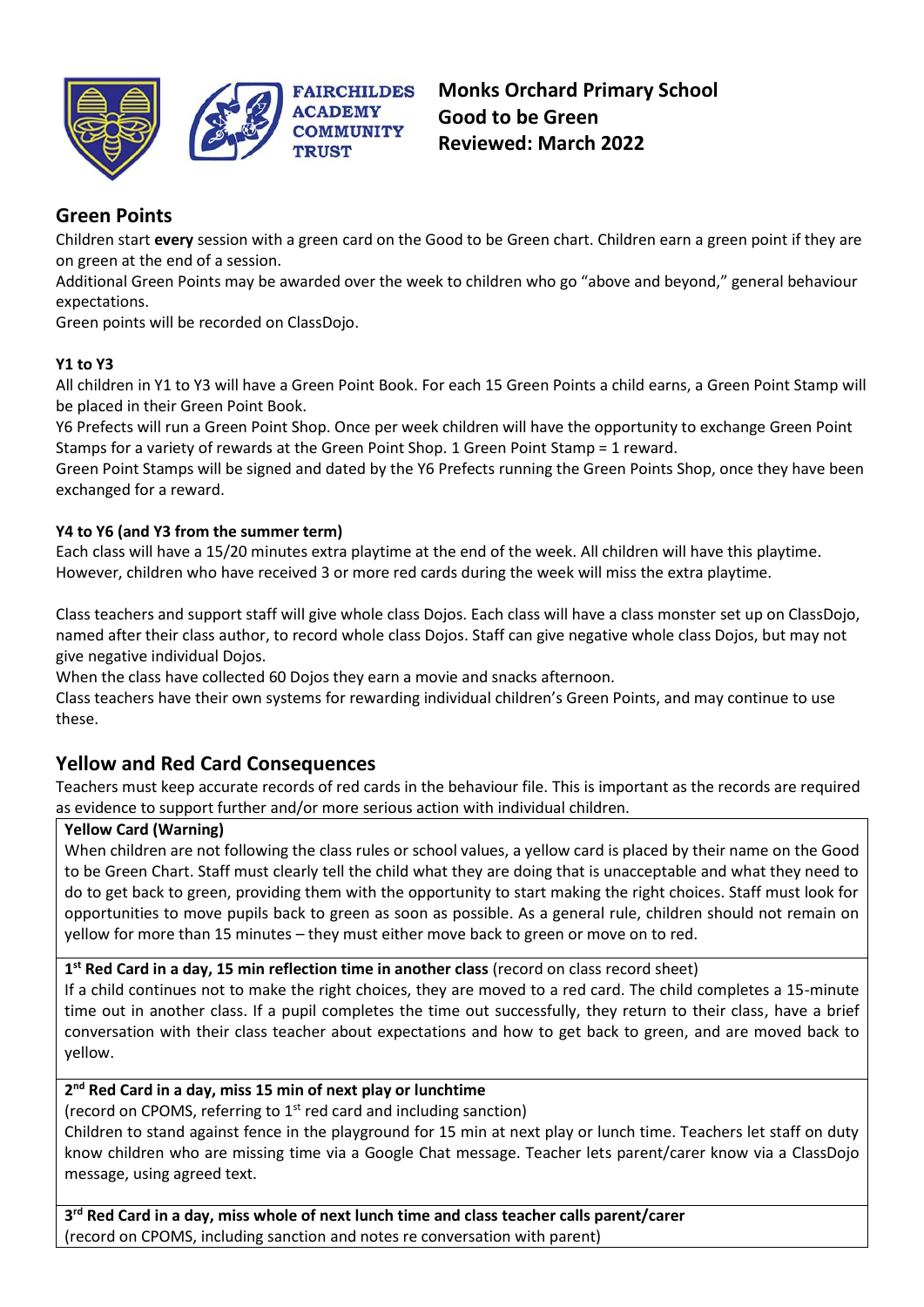FAIRCHILDES ACADEMY COMMUNITY TRUST

**Monks Orchard Primary School**
**Good to be Green**
**Reviewed: March 2022**

## Green Points

Children start **every** session with a green card on the Good to be Green chart. Children earn a green point if they are on green at the end of a session.

Additional Green Points may be awarded over the week to children who go "above and beyond," general behaviour expectations.

Green points will be recorded on ClassDojo.

### Y1 to Y3

All children in Y1 to Y3 will have a Green Point Book. For each 15 Green Points a child earns, a Green Point Stamp will be placed in their Green Point Book.

Y6 Prefects will run a Green Point Shop. Once per week children will have the opportunity to exchange Green Point Stamps for a variety of rewards at the Green Point Shop. 1 Green Point Stamp = 1 reward.

Green Point Stamps will be signed and dated by the Y6 Prefects running the Green Points Shop, once they have been exchanged for a reward.

### Y4 to Y6 (and Y3 from the summer term)

Each class will have a 15/20 minutes extra playtime at the end of the week. All children will have this playtime. However, children who have received 3 or more red cards during the week will miss the extra playtime.

Class teachers and support staff will give whole class Dojos. Each class will have a class monster set up on ClassDojo, named after their class author, to record whole class Dojos. Staff can give negative whole class Dojos, but may not give negative individual Dojos.

When the class have collected 60 Dojos they earn a movie and snacks afternoon.

Class teachers have their own systems for rewarding individual children's Green Points, and may continue to use these.

## Yellow and Red Card Consequences

Teachers must keep accurate records of red cards in the behaviour file. This is important as the records are required as evidence to support further and/or more serious action with individual children.

| **Yellow Card (Warning)**<br>When children are not following the class rules or school values, a yellow card is placed by their name on the Good to be Green Chart. Staff must clearly tell the child what they are doing that is unacceptable and what they need to do to get back to green, providing them with the opportunity to start making the right choices. Staff must look for opportunities to move pupils back to green as soon as possible. As a general rule, children should not remain on yellow for more than 15 minutes – they must either move back to green or move on to red. |
|---|
| **1st Red Card in a day, 15 min reflection time in another class** (record on class record sheet)<br>If a child continues not to make the right choices, they are moved to a red card. The child completes a 15-minute time out in another class. If a pupil completes the time out successfully, they return to their class, have a brief conversation with their class teacher about expectations and how to get back to green, and are moved back to yellow. |
| **2nd Red Card in a day, miss 15 min of next play or lunchtime**<br>(record on CPOMS, referring to 1st red card and including sanction)<br>Children to stand against fence in the playground for 15 min at next play or lunch time. Teachers let staff on duty know children who are missing time via a Google Chat message. Teacher lets parent/carer know via a ClassDojo message, using agreed text. |
| **3rd Red Card in a day, miss whole of next lunch time and class teacher calls parent/carer**<br>(record on CPOMS, including sanction and notes re conversation with parent) |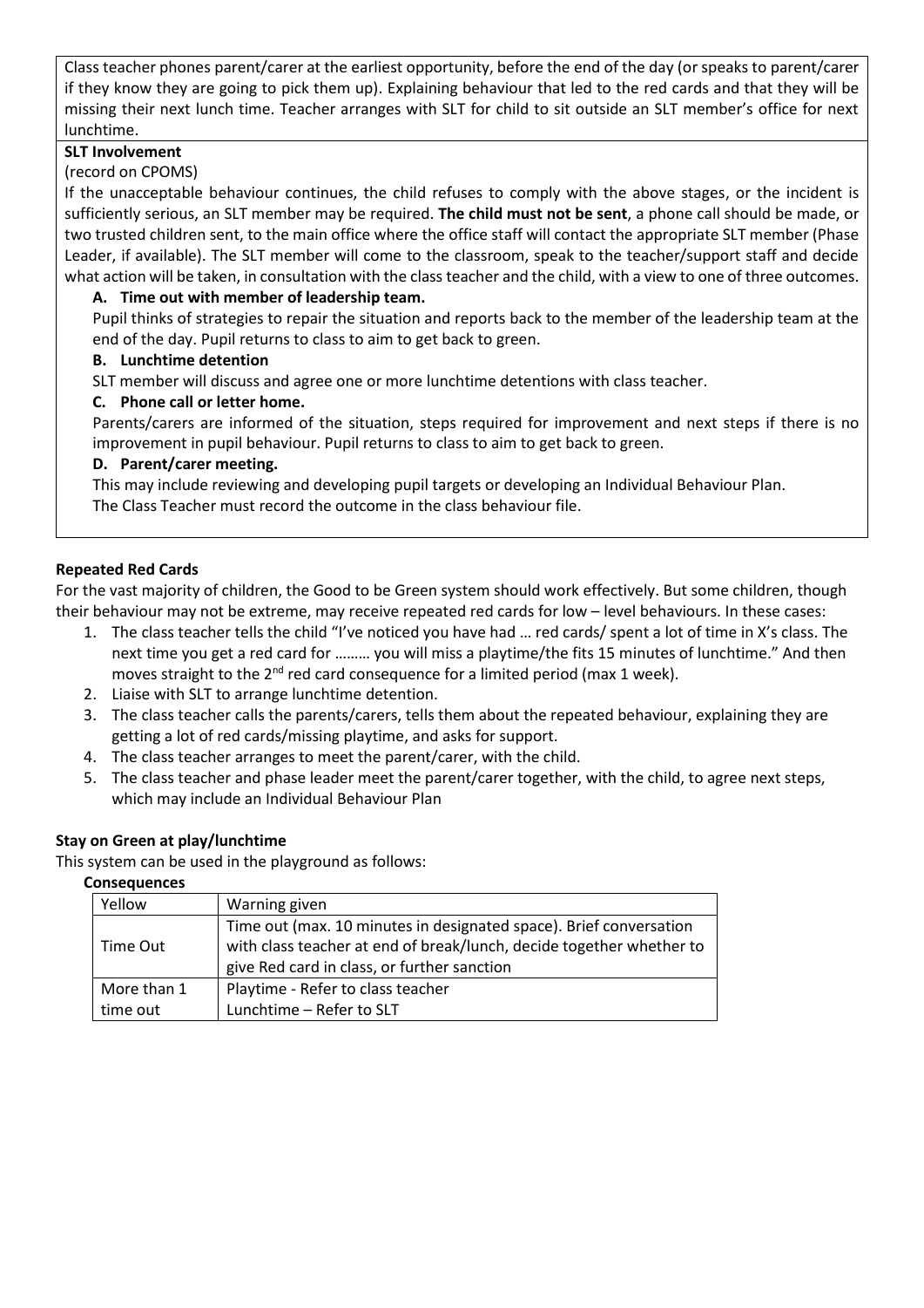Class teacher phones parent/carer at the earliest opportunity, before the end of the day (or speaks to parent/carer if they know they are going to pick them up). Explaining behaviour that led to the red cards and that they will be missing their next lunch time. Teacher arranges with SLT for child to sit outside an SLT member's office for next lunchtime.

**SLT Involvement**

(record on CPOMS)

If the unacceptable behaviour continues, the child refuses to comply with the above stages, or the incident is sufficiently serious, an SLT member may be required. **The child must not be sent**, a phone call should be made, or two trusted children sent, to the main office where the office staff will contact the appropriate SLT member (Phase Leader, if available). The SLT member will come to the classroom, speak to the teacher/support staff and decide what action will be taken, in consultation with the class teacher and the child, with a view to one of three outcomes.

**A. Time out with member of leadership team.**

Pupil thinks of strategies to repair the situation and reports back to the member of the leadership team at the end of the day. Pupil returns to class to aim to get back to green.

**B. Lunchtime detention**

SLT member will discuss and agree one or more lunchtime detentions with class teacher.

**C. Phone call or letter home.**

Parents/carers are informed of the situation, steps required for improvement and next steps if there is no improvement in pupil behaviour. Pupil returns to class to aim to get back to green.

**D. Parent/carer meeting.**

This may include reviewing and developing pupil targets or developing an Individual Behaviour Plan.

The Class Teacher must record the outcome in the class behaviour file.

**Repeated Red Cards**

For the vast majority of children, the Good to be Green system should work effectively. But some children, though their behaviour may not be extreme, may receive repeated red cards for low – level behaviours. In these cases:

1. The class teacher tells the child "I've noticed you have had … red cards/ spent a lot of time in X's class. The next time you get a red card for ……… you will miss a playtime/the fits 15 minutes of lunchtime." And then moves straight to the 2nd red card consequence for a limited period (max 1 week).
2. Liaise with SLT to arrange lunchtime detention.
3. The class teacher calls the parents/carers, tells them about the repeated behaviour, explaining they are getting a lot of red cards/missing playtime, and asks for support.
4. The class teacher arranges to meet the parent/carer, with the child.
5. The class teacher and phase leader meet the parent/carer together, with the child, to agree next steps, which may include an Individual Behaviour Plan

**Stay on Green at play/lunchtime**

This system can be used in the playground as follows:

**Consequences**

| Yellow | Warning given |
|---|---|
| Time Out | Time out (max. 10 minutes in designated space). Brief conversation with class teacher at end of break/lunch, decide together whether to give Red card in class, or further sanction |
| More than 1 time out | Playtime - Refer to class teacher<br>Lunchtime – Refer to SLT |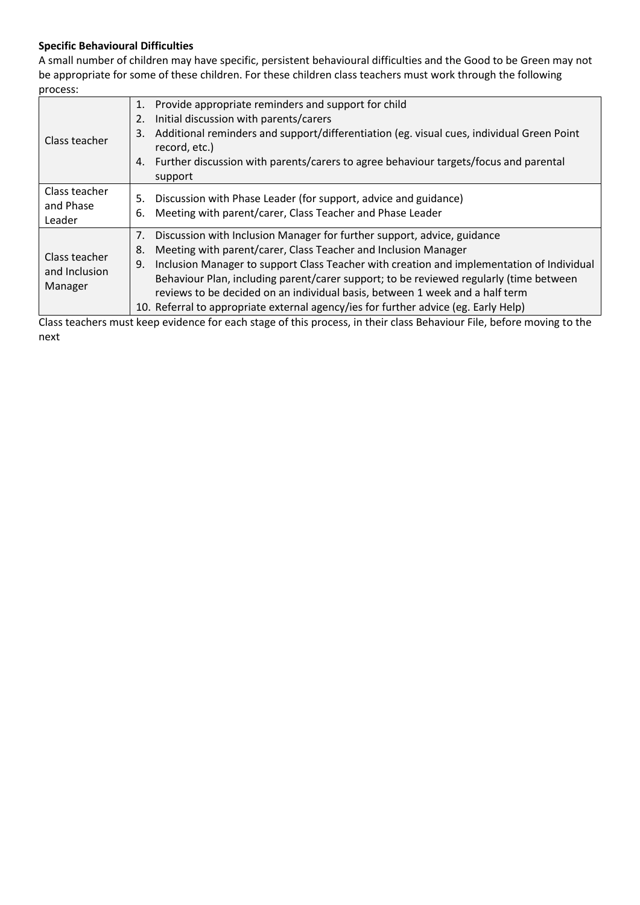**Specific Behavioural Difficulties**

A small number of children may have specific, persistent behavioural difficulties and the Good to be Green may not be appropriate for some of these children. For these children class teachers must work through the following process:

| | |
|---|---|
| Class teacher | 1. Provide appropriate reminders and support for child<br>2. Initial discussion with parents/carers<br>3. Additional reminders and support/differentiation (eg. visual cues, individual Green Point record, etc.)<br>4. Further discussion with parents/carers to agree behaviour targets/focus and parental support |
| Class teacher and Phase Leader | 5. Discussion with Phase Leader (for support, advice and guidance)<br>6. Meeting with parent/carer, Class Teacher and Phase Leader |
| Class teacher and Inclusion Manager | 7. Discussion with Inclusion Manager for further support, advice, guidance<br>8. Meeting with parent/carer, Class Teacher and Inclusion Manager<br>9. Inclusion Manager to support Class Teacher with creation and implementation of Individual Behaviour Plan, including parent/carer support; to be reviewed regularly (time between reviews to be decided on an individual basis, between 1 week and a half term<br>10. Referral to appropriate external agency/ies for further advice (eg. Early Help) |

Class teachers must keep evidence for each stage of this process, in their class Behaviour File, before moving to the next